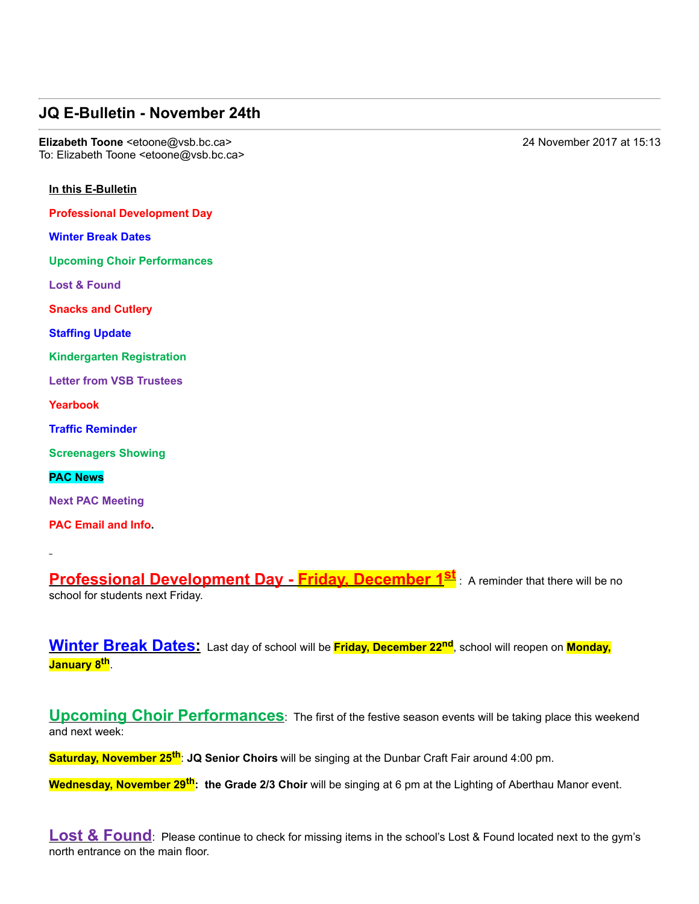## JQ E-Bulletin - November 24th

**Elizabeth Toone** <etoone@vsb.bc.ca>
To: Elizabeth Toone <etoone@vsb.bc.ca>

24 November 2017 at 15:13

**In this E-Bulletin**

**Professional Development Day**

**Winter Break Dates**

**Upcoming Choir Performances**

**Lost & Found**

**Snacks and Cutlery**

**Staffing Update**

**Kindergarten Registration**

**Letter from VSB Trustees**

**Yearbook**

**Traffic Reminder**

**Screenagers Showing**

**PAC News**

**Next PAC Meeting**

**PAC Email and Info.**

### Professional Development Day - Friday, December 1st

A reminder that there will be no school for students next Friday.

### Winter Break Dates:

Last day of school will be **Friday, December 22nd**, school will reopen on **Monday, January 8th**.

### Upcoming Choir Performances:

The first of the festive season events will be taking place this weekend and next week:

**Saturday, November 25th**: **JQ Senior Choirs** will be singing at the Dunbar Craft Fair around 4:00 pm.

**Wednesday, November 29th: the Grade 2/3 Choir** will be singing at 6 pm at the Lighting of Aberthau Manor event.

### Lost & Found:

Please continue to check for missing items in the school's Lost & Found located next to the gym's north entrance on the main floor.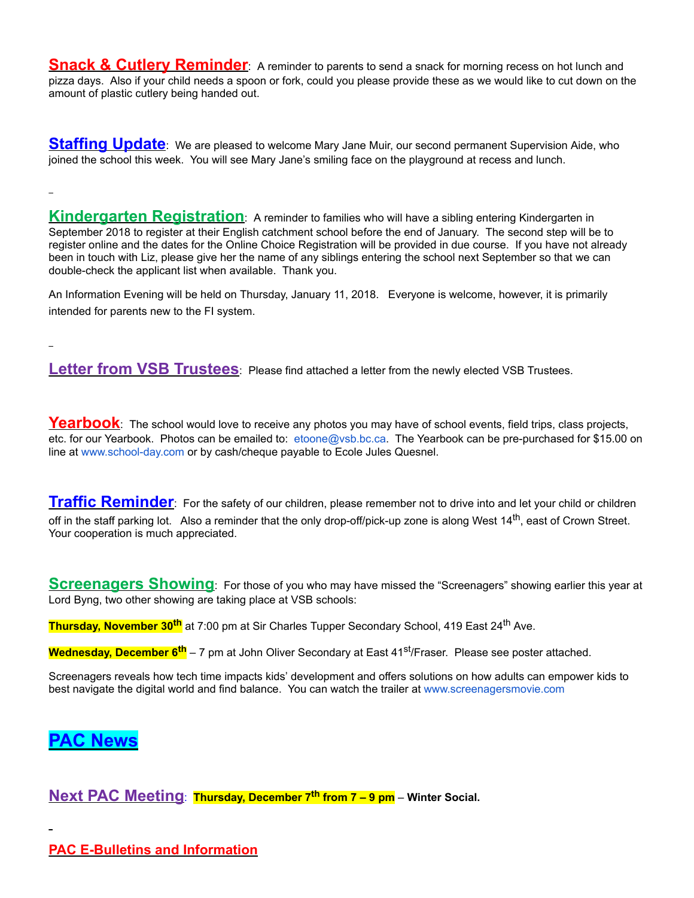**Snack & Cutlery Reminder**: A reminder to parents to send a snack for morning recess on hot lunch and pizza days. Also if your child needs a spoon or fork, could you please provide these as we would like to cut down on the amount of plastic cutlery being handed out.

**Staffing Update**: We are pleased to welcome Mary Jane Muir, our second permanent Supervision Aide, who joined the school this week. You will see Mary Jane's smiling face on the playground at recess and lunch.

**Kindergarten Registration**: A reminder to families who will have a sibling entering Kindergarten in September 2018 to register at their English catchment school before the end of January. The second step will be to register online and the dates for the Online Choice Registration will be provided in due course. If you have not already been in touch with Liz, please give her the name of any siblings entering the school next September so that we can double-check the applicant list when available. Thank you.

An Information Evening will be held on Thursday, January 11, 2018. Everyone is welcome, however, it is primarily intended for parents new to the FI system.

**Letter from VSB Trustees**: Please find attached a letter from the newly elected VSB Trustees.

**Yearbook**: The school would love to receive any photos you may have of school events, field trips, class projects, etc. for our Yearbook. Photos can be emailed to: etoone@vsb.bc.ca. The Yearbook can be pre-purchased for $15.00 on line at www.school-day.com or by cash/cheque payable to Ecole Jules Quesnel.

**Traffic Reminder**: For the safety of our children, please remember not to drive into and let your child or children off in the staff parking lot. Also a reminder that the only drop-off/pick-up zone is along West 14th, east of Crown Street. Your cooperation is much appreciated.

**Screenagers Showing**: For those of you who may have missed the "Screenagers" showing earlier this year at Lord Byng, two other showing are taking place at VSB schools:

**Thursday, November 30th** at 7:00 pm at Sir Charles Tupper Secondary School, 419 East 24th Ave.

**Wednesday, December 6th** – 7 pm at John Oliver Secondary at East 41st/Fraser. Please see poster attached.

Screenagers reveals how tech time impacts kids' development and offers solutions on how adults can empower kids to best navigate the digital world and find balance. You can watch the trailer at www.screenagersmovie.com

## PAC News

**Next PAC Meeting**: **Thursday, December 7th from 7 – 9 pm – Winter Social.**

**PAC E-Bulletins and Information**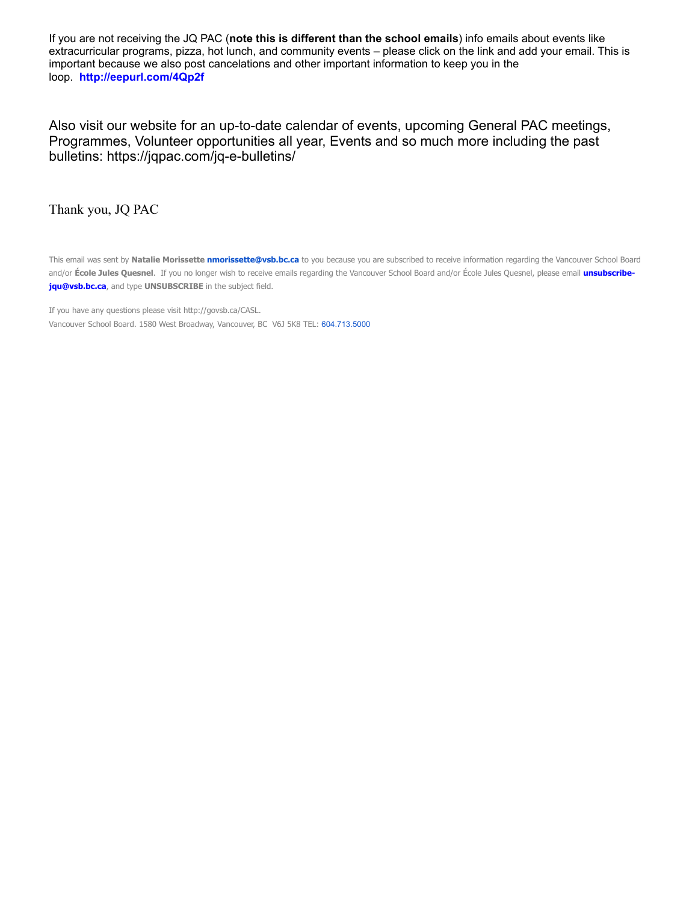If you are not receiving the JQ PAC (**note this is different than the school emails**) info emails about events like extracurricular programs, pizza, hot lunch, and community events – please click on the link and add your email. This is important because we also post cancelations and other important information to keep you in the loop. **http://eepurl.com/4Qp2f**

Also visit our website for an up-to-date calendar of events, upcoming General PAC meetings, Programmes, Volunteer opportunities all year, Events and so much more including the past bulletins: https://jqpac.com/jq-e-bulletins/

Thank you, JQ PAC

This email was sent by **Natalie Morissette** **nmorissette@vsb.bc.ca** to you because you are subscribed to receive information regarding the Vancouver School Board and/or **École Jules Quesnel**. If you no longer wish to receive emails regarding the Vancouver School Board and/or École Jules Quesnel, please email **unsubscribe-jqu@vsb.bc.ca**, and type **UNSUBSCRIBE** in the subject field.

If you have any questions please visit http://govsb.ca/CASL.
Vancouver School Board. 1580 West Broadway, Vancouver, BC V6J 5K8 TEL: 604.713.5000